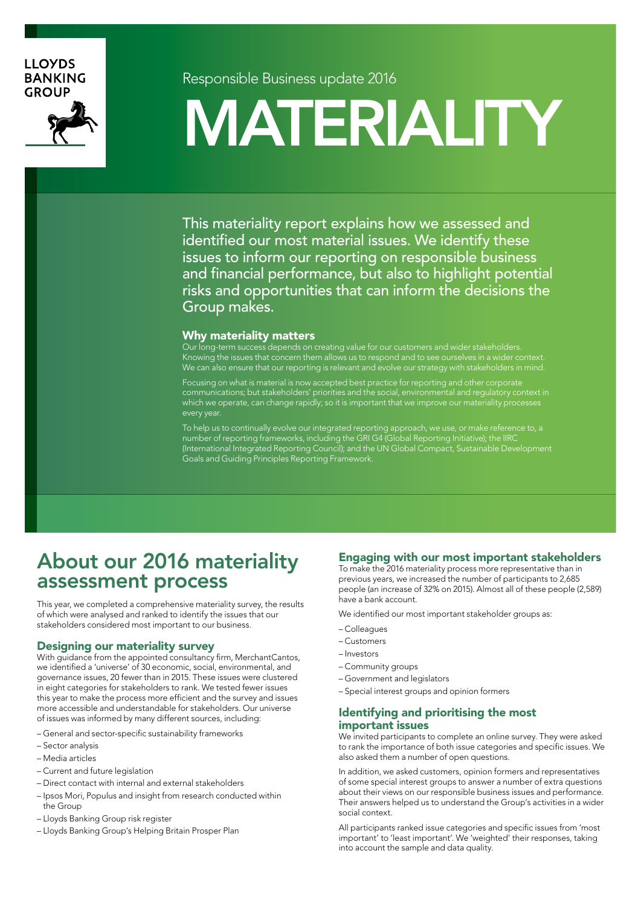LLOYDS BANKING GROUP

Responsible Business update 2016

# MATERIALITY

This materiality report explains how we assessed and identified our most material issues. We identify these issues to inform our reporting on responsible business and financial performance, but also to highlight potential risks and opportunities that can inform the decisions the Group makes.

### Why materiality matters

Our long-term success depends on creating value for our customers and wider stakeholders. Knowing the issues that concern them allows us to respond and to see ourselves in a wider context. We can also ensure that our reporting is relevant and evolve our strategy with stakeholders in mind.

Focusing on what is material is now accepted best practice for reporting and other corporate communications; but stakeholders' priorities and the social, environmental and regulatory context in which we operate, can change rapidly; so it is important that we improve our materiality processes every year.

To help us to continually evolve our integrated reporting approach, we use, or make reference to, a number of reporting frameworks, including the GRI G4 (Global Reporting Initiative); the IIRC (International Integrated Reporting Council); and the UN Global Compact, Sustainable Development Goals and Guiding Principles Reporting Framework.

## About our 2016 materiality assessment process

This year, we completed a comprehensive materiality survey, the results of which were analysed and ranked to identify the issues that our stakeholders considered most important to our business.

### Designing our materiality survey

With guidance from the appointed consultancy firm, MerchantCantos, we identified a 'universe' of 30 economic, social, environmental, and governance issues, 20 fewer than in 2015. These issues were clustered in eight categories for stakeholders to rank. We tested fewer issues this year to make the process more efficient and the survey and issues more accessible and understandable for stakeholders. Our universe of issues was informed by many different sources, including:

- General and sector-specific sustainability frameworks
- Sector analysis
- Media articles
- Current and future legislation
- Direct contact with internal and external stakeholders
- Ipsos Mori, Populus and insight from research conducted within the Group
- Lloyds Banking Group risk register
- Lloyds Banking Group's Helping Britain Prosper Plan

### Engaging with our most important stakeholders

To make the 2016 materiality process more representative than in previous years, we increased the number of participants to 2,685 people (an increase of 32% on 2015). Almost all of these people (2,589) have a bank account.

We identified our most important stakeholder groups as:

- Colleagues
- Customers
- Investors
- Community groups
- Government and legislators
- Special interest groups and opinion formers

### Identifying and prioritising the most important issues

We invited participants to complete an online survey. They were asked to rank the importance of both issue categories and specific issues. We also asked them a number of open questions.

In addition, we asked customers, opinion formers and representatives of some special interest groups to answer a number of extra questions about their views on our responsible business issues and performance. Their answers helped us to understand the Group's activities in a wider social context.

All participants ranked issue categories and specific issues from 'most important' to 'least important'. We 'weighted' their responses, taking into account the sample and data quality.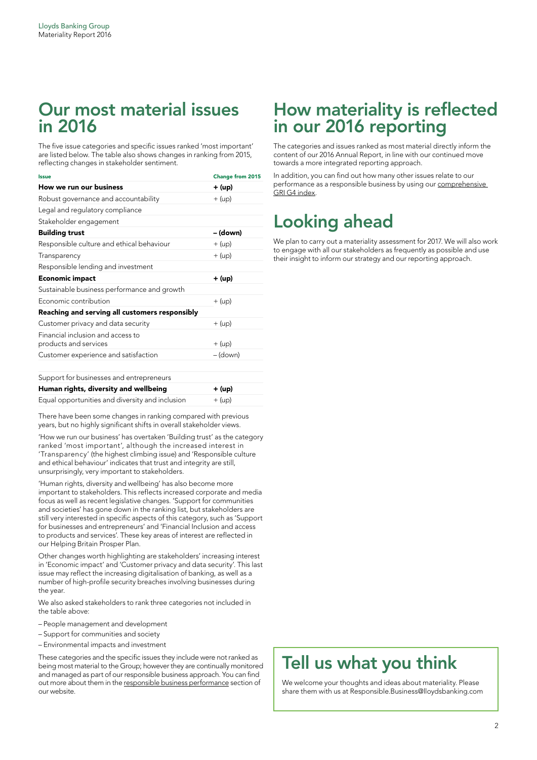# Our most material issues in 2016

The five issue categories and specific issues ranked 'most important' are listed below. The table also shows changes in ranking from 2015, reflecting changes in stakeholder sentiment.

| Issue | Change from 2015 |
|---|---|
| **How we run our business** | **+ (up)** |
| Robust governance and accountability | + (up) |
| Legal and regulatory compliance | |
| Stakeholder engagement | |
| **Building trust** | **– (down)** |
| Responsible culture and ethical behaviour | + (up) |
| Transparency | + (up) |
| Responsible lending and investment | |
| **Economic impact** | **+ (up)** |
| Sustainable business performance and growth | |
| Economic contribution | + (up) |
| **Reaching and serving all customers responsibly** | |
| Customer privacy and data security | + (up) |
| Financial inclusion and access to products and services | + (up) |
| Customer experience and satisfaction | – (down) |
| Support for businesses and entrepreneurs | |
| **Human rights, diversity and wellbeing** | **+ (up)** |
| Equal opportunities and diversity and inclusion | + (up) |

There have been some changes in ranking compared with previous years, but no highly significant shifts in overall stakeholder views.

'How we run our business' has overtaken 'Building trust' as the category ranked 'most important', although the increased interest in 'Transparency' (the highest climbing issue) and 'Responsible culture and ethical behaviour' indicates that trust and integrity are still, unsurprisingly, very important to stakeholders.

'Human rights, diversity and wellbeing' has also become more important to stakeholders. This reflects increased corporate and media focus as well as recent legislative changes. 'Support for communities and societies' has gone down in the ranking list, but stakeholders are still very interested in specific aspects of this category, such as 'Support for businesses and entrepreneurs' and 'Financial Inclusion and access to products and services'. These key areas of interest are reflected in our Helping Britain Prosper Plan.

Other changes worth highlighting are stakeholders' increasing interest in 'Economic impact' and 'Customer privacy and data security'. This last issue may reflect the increasing digitalisation of banking, as well as a number of high-profile security breaches involving businesses during the year.

We also asked stakeholders to rank three categories not included in the table above:

- People management and development
- Support for communities and society
- Environmental impacts and investment

These categories and the specific issues they include were not ranked as being most material to the Group; however they are continually monitored and managed as part of our responsible business approach. You can find out more about them in the responsible business performance section of our website.

# How materiality is reflected in our 2016 reporting

The categories and issues ranked as most material directly inform the content of our 2016 Annual Report, in line with our continued move towards a more integrated reporting approach.

In addition, you can find out how many other issues relate to our performance as a responsible business by using our comprehensive GRI G4 index.

# Looking ahead

We plan to carry out a materiality assessment for 2017. We will also work to engage with all our stakeholders as frequently as possible and use their insight to inform our strategy and our reporting approach.

## Tell us what you think

We welcome your thoughts and ideas about materiality. Please share them with us at Responsible.Business@lloydsbanking.com